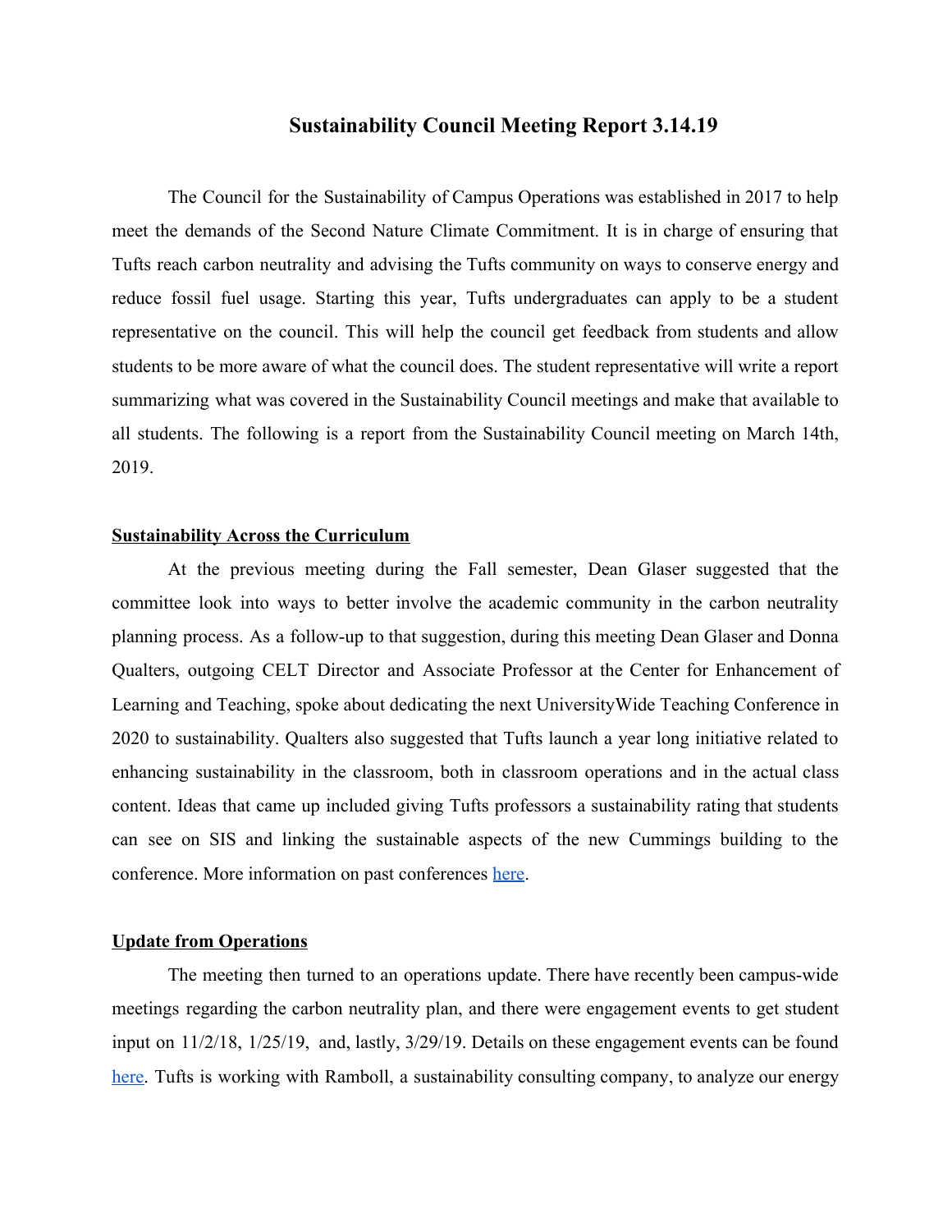# Sustainability Council Meeting Report 3.14.19

The Council for the Sustainability of Campus Operations was established in 2017 to help meet the demands of the Second Nature Climate Commitment. It is in charge of ensuring that Tufts reach carbon neutrality and advising the Tufts community on ways to conserve energy and reduce fossil fuel usage. Starting this year, Tufts undergraduates can apply to be a student representative on the council. This will help the council get feedback from students and allow students to be more aware of what the council does. The student representative will write a report summarizing what was covered in the Sustainability Council meetings and make that available to all students. The following is a report from the Sustainability Council meeting on March 14th, 2019.

## Sustainability Across the Curriculum

At the previous meeting during the Fall semester, Dean Glaser suggested that the committee look into ways to better involve the academic community in the carbon neutrality planning process. As a follow-up to that suggestion, during this meeting Dean Glaser and Donna Qualters, outgoing CELT Director and Associate Professor at the Center for Enhancement of Learning and Teaching, spoke about dedicating the next UniversityWide Teaching Conference in 2020 to sustainability. Qualters also suggested that Tufts launch a year long initiative related to enhancing sustainability in the classroom, both in classroom operations and in the actual class content. Ideas that came up included giving Tufts professors a sustainability rating that students can see on SIS and linking the sustainable aspects of the new Cummings building to the conference. More information on past conferences [here](#).

## Update from Operations

The meeting then turned to an operations update. There have recently been campus-wide meetings regarding the carbon neutrality plan, and there were engagement events to get student input on 11/2/18, 1/25/19, and, lastly, 3/29/19. Details on these engagement events can be found [here](#). Tufts is working with Ramboll, a sustainability consulting company, to analyze our energy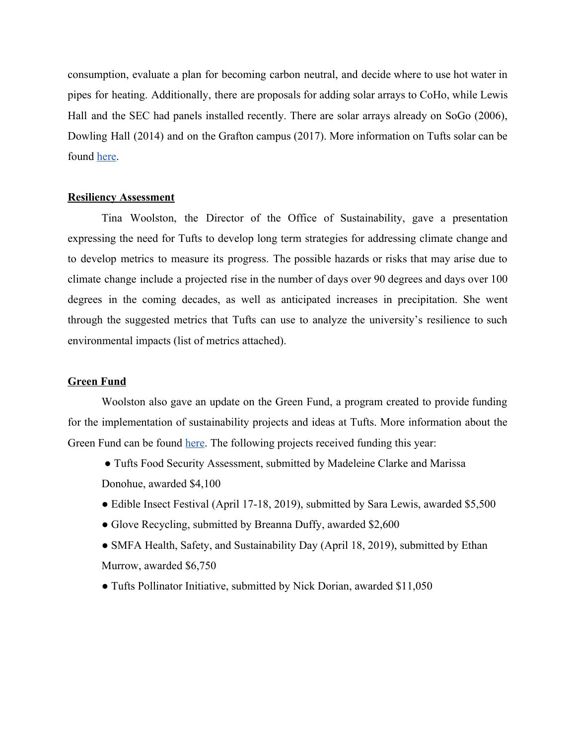consumption, evaluate a plan for becoming carbon neutral, and decide where to use hot water in pipes for heating. Additionally, there are proposals for adding solar arrays to CoHo, while Lewis Hall and the SEC had panels installed recently. There are solar arrays already on SoGo (2006), Dowling Hall (2014) and on the Grafton campus (2017). More information on Tufts solar can be found here.

**Resiliency Assessment**

Tina Woolston, the Director of the Office of Sustainability, gave a presentation expressing the need for Tufts to develop long term strategies for addressing climate change and to develop metrics to measure its progress. The possible hazards or risks that may arise due to climate change include a projected rise in the number of days over 90 degrees and days over 100 degrees in the coming decades, as well as anticipated increases in precipitation. She went through the suggested metrics that Tufts can use to analyze the university's resilience to such environmental impacts (list of metrics attached).

**Green Fund**

Woolston also gave an update on the Green Fund, a program created to provide funding for the implementation of sustainability projects and ideas at Tufts. More information about the Green Fund can be found here. The following projects received funding this year:

- Tufts Food Security Assessment, submitted by Madeleine Clarke and Marissa Donohue, awarded $4,100
- Edible Insect Festival (April 17-18, 2019), submitted by Sara Lewis, awarded $5,500
- Glove Recycling, submitted by Breanna Duffy, awarded $2,600
- SMFA Health, Safety, and Sustainability Day (April 18, 2019), submitted by Ethan Murrow, awarded $6,750
- Tufts Pollinator Initiative, submitted by Nick Dorian, awarded $11,050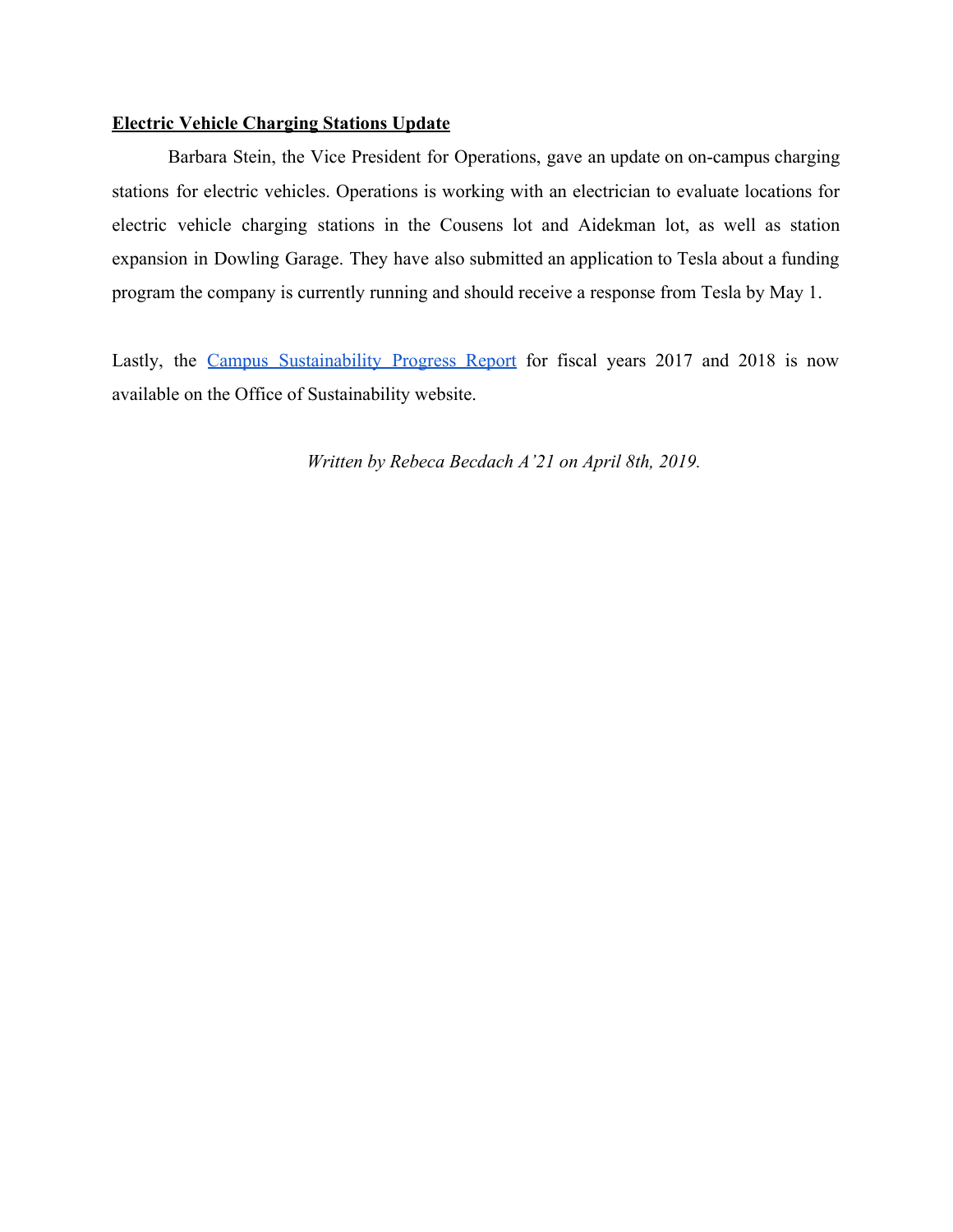**Electric Vehicle Charging Stations Update**

Barbara Stein, the Vice President for Operations, gave an update on on-campus charging stations for electric vehicles. Operations is working with an electrician to evaluate locations for electric vehicle charging stations in the Cousens lot and Aidekman lot, as well as station expansion in Dowling Garage. They have also submitted an application to Tesla about a funding program the company is currently running and should receive a response from Tesla by May 1.

Lastly, the Campus Sustainability Progress Report for fiscal years 2017 and 2018 is now available on the Office of Sustainability website.

*Written by Rebeca Becdach A'21 on April 8th, 2019.*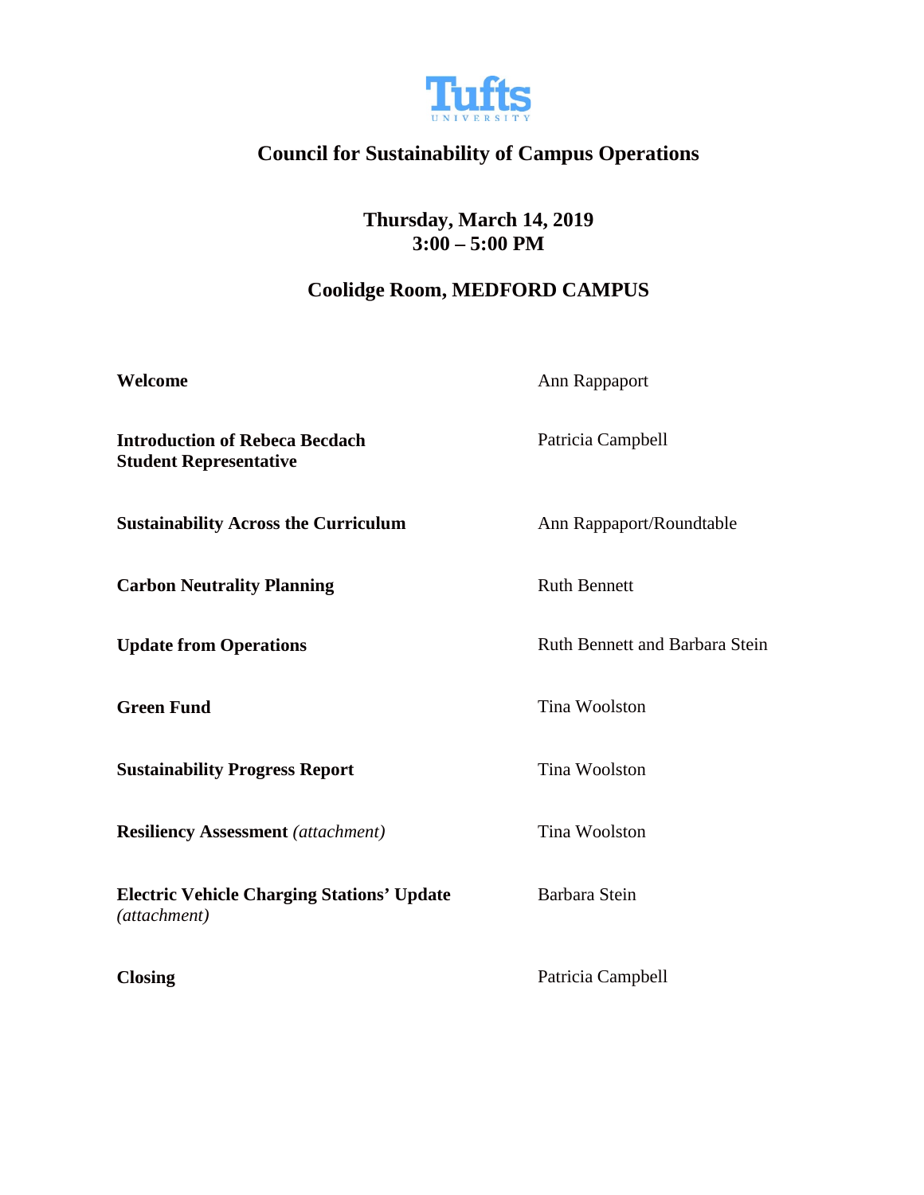Tufts UNIVERSITY

# Council for Sustainability of Campus Operations

## Thursday, March 14, 2019
## 3:00 – 5:00 PM

## Coolidge Room, MEDFORD CAMPUS

| Agenda Item | Presenter |
|---|---|
| **Welcome** | Ann Rappaport |
| **Introduction of Rebeca Becdach Student Representative** | Patricia Campbell |
| **Sustainability Across the Curriculum** | Ann Rappaport/Roundtable |
| **Carbon Neutrality Planning** | Ruth Bennett |
| **Update from Operations** | Ruth Bennett and Barbara Stein |
| **Green Fund** | Tina Woolston |
| **Sustainability Progress Report** | Tina Woolston |
| **Resiliency Assessment** *(attachment)* | Tina Woolston |
| **Electric Vehicle Charging Stations' Update** *(attachment)* | Barbara Stein |
| **Closing** | Patricia Campbell |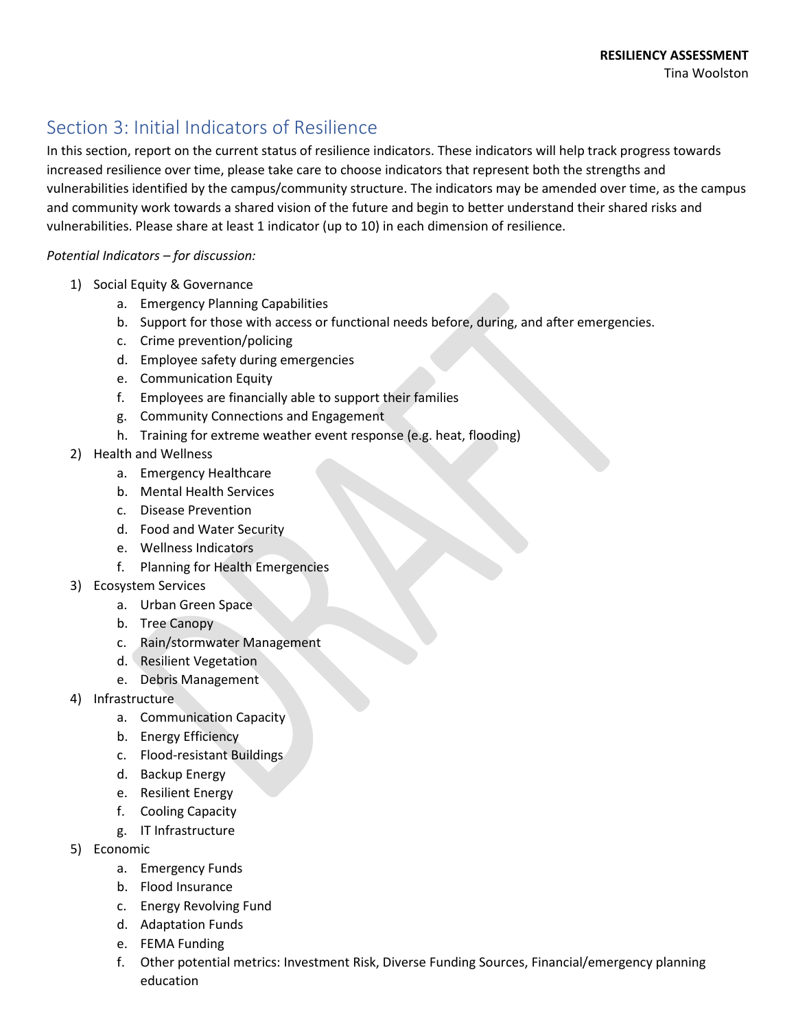## Section 3: Initial Indicators of Resilience

In this section, report on the current status of resilience indicators. These indicators will help track progress towards increased resilience over time, please take care to choose indicators that represent both the strengths and vulnerabilities identified by the campus/community structure. The indicators may be amended over time, as the campus and community work towards a shared vision of the future and begin to better understand their shared risks and vulnerabilities. Please share at least 1 indicator (up to 10) in each dimension of resilience.

*Potential Indicators – for discussion:*

1) Social Equity & Governance
    a. Emergency Planning Capabilities
    b. Support for those with access or functional needs before, during, and after emergencies.
    c. Crime prevention/policing
    d. Employee safety during emergencies
    e. Communication Equity
    f. Employees are financially able to support their families
    g. Community Connections and Engagement
    h. Training for extreme weather event response (e.g. heat, flooding)
2) Health and Wellness
    a. Emergency Healthcare
    b. Mental Health Services
    c. Disease Prevention
    d. Food and Water Security
    e. Wellness Indicators
    f. Planning for Health Emergencies
3) Ecosystem Services
    a. Urban Green Space
    b. Tree Canopy
    c. Rain/stormwater Management
    d. Resilient Vegetation
    e. Debris Management
4) Infrastructure
    a. Communication Capacity
    b. Energy Efficiency
    c. Flood-resistant Buildings
    d. Backup Energy
    e. Resilient Energy
    f. Cooling Capacity
    g. IT Infrastructure
5) Economic
    a. Emergency Funds
    b. Flood Insurance
    c. Energy Revolving Fund
    d. Adaptation Funds
    e. FEMA Funding
    f. Other potential metrics: Investment Risk, Diverse Funding Sources, Financial/emergency planning education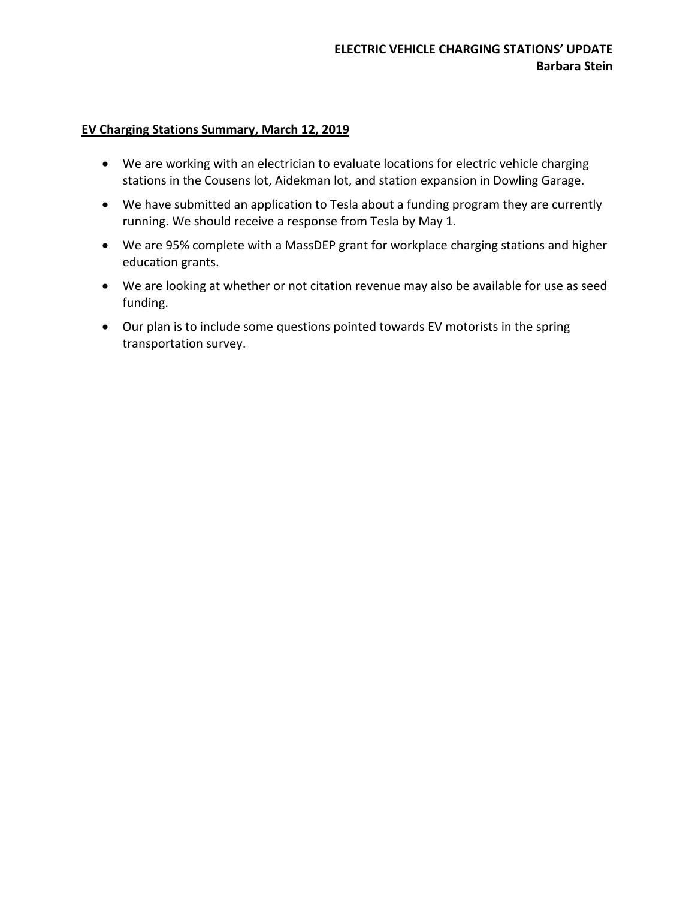**ELECTRIC VEHICLE CHARGING STATIONS' UPDATE**
**Barbara Stein**

**EV Charging Stations Summary, March 12, 2019**

- We are working with an electrician to evaluate locations for electric vehicle charging stations in the Cousens lot, Aidekman lot, and station expansion in Dowling Garage.
- We have submitted an application to Tesla about a funding program they are currently running. We should receive a response from Tesla by May 1.
- We are 95% complete with a MassDEP grant for workplace charging stations and higher education grants.
- We are looking at whether or not citation revenue may also be available for use as seed funding.
- Our plan is to include some questions pointed towards EV motorists in the spring transportation survey.